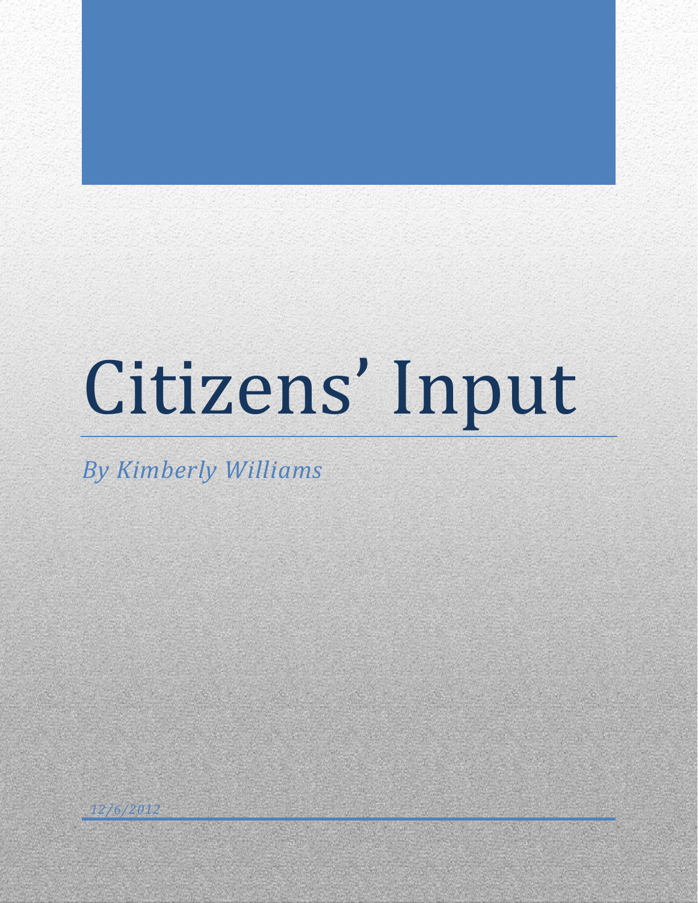# Citizens' Input

*By Kimberly Williams*

*12/6/2012*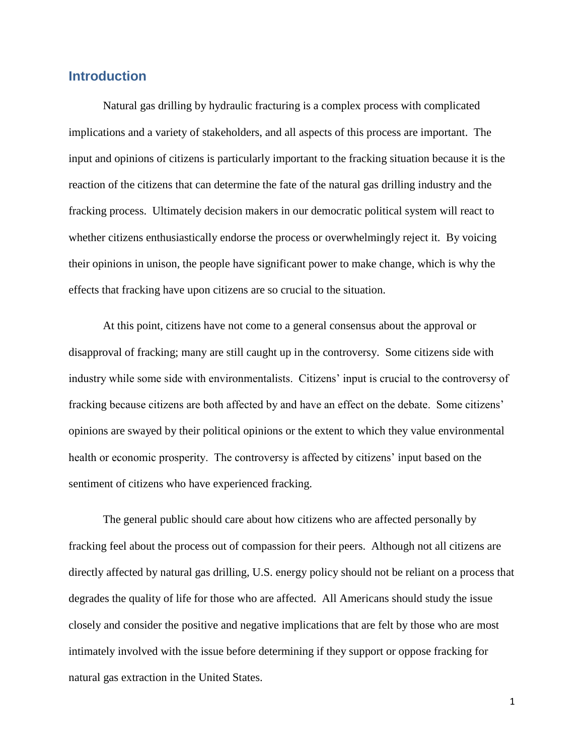## Introduction

Natural gas drilling by hydraulic fracturing is a complex process with complicated implications and a variety of stakeholders, and all aspects of this process are important. The input and opinions of citizens is particularly important to the fracking situation because it is the reaction of the citizens that can determine the fate of the natural gas drilling industry and the fracking process. Ultimately decision makers in our democratic political system will react to whether citizens enthusiastically endorse the process or overwhelmingly reject it. By voicing their opinions in unison, the people have significant power to make change, which is why the effects that fracking have upon citizens are so crucial to the situation.

At this point, citizens have not come to a general consensus about the approval or disapproval of fracking; many are still caught up in the controversy. Some citizens side with industry while some side with environmentalists. Citizens' input is crucial to the controversy of fracking because citizens are both affected by and have an effect on the debate. Some citizens' opinions are swayed by their political opinions or the extent to which they value environmental health or economic prosperity. The controversy is affected by citizens' input based on the sentiment of citizens who have experienced fracking.

The general public should care about how citizens who are affected personally by fracking feel about the process out of compassion for their peers. Although not all citizens are directly affected by natural gas drilling, U.S. energy policy should not be reliant on a process that degrades the quality of life for those who are affected. All Americans should study the issue closely and consider the positive and negative implications that are felt by those who are most intimately involved with the issue before determining if they support or oppose fracking for natural gas extraction in the United States.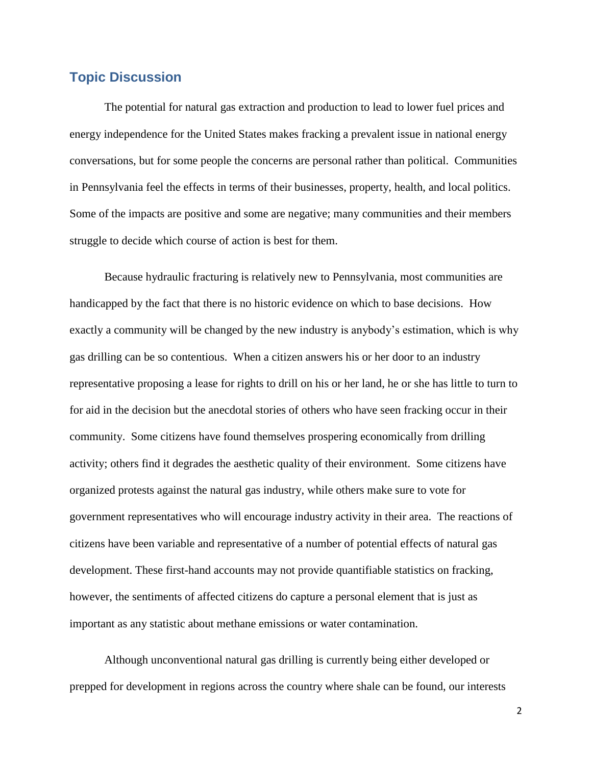## Topic Discussion

The potential for natural gas extraction and production to lead to lower fuel prices and energy independence for the United States makes fracking a prevalent issue in national energy conversations, but for some people the concerns are personal rather than political. Communities in Pennsylvania feel the effects in terms of their businesses, property, health, and local politics. Some of the impacts are positive and some are negative; many communities and their members struggle to decide which course of action is best for them.

Because hydraulic fracturing is relatively new to Pennsylvania, most communities are handicapped by the fact that there is no historic evidence on which to base decisions. How exactly a community will be changed by the new industry is anybody's estimation, which is why gas drilling can be so contentious. When a citizen answers his or her door to an industry representative proposing a lease for rights to drill on his or her land, he or she has little to turn to for aid in the decision but the anecdotal stories of others who have seen fracking occur in their community. Some citizens have found themselves prospering economically from drilling activity; others find it degrades the aesthetic quality of their environment. Some citizens have organized protests against the natural gas industry, while others make sure to vote for government representatives who will encourage industry activity in their area. The reactions of citizens have been variable and representative of a number of potential effects of natural gas development. These first-hand accounts may not provide quantifiable statistics on fracking, however, the sentiments of affected citizens do capture a personal element that is just as important as any statistic about methane emissions or water contamination.

Although unconventional natural gas drilling is currently being either developed or prepped for development in regions across the country where shale can be found, our interests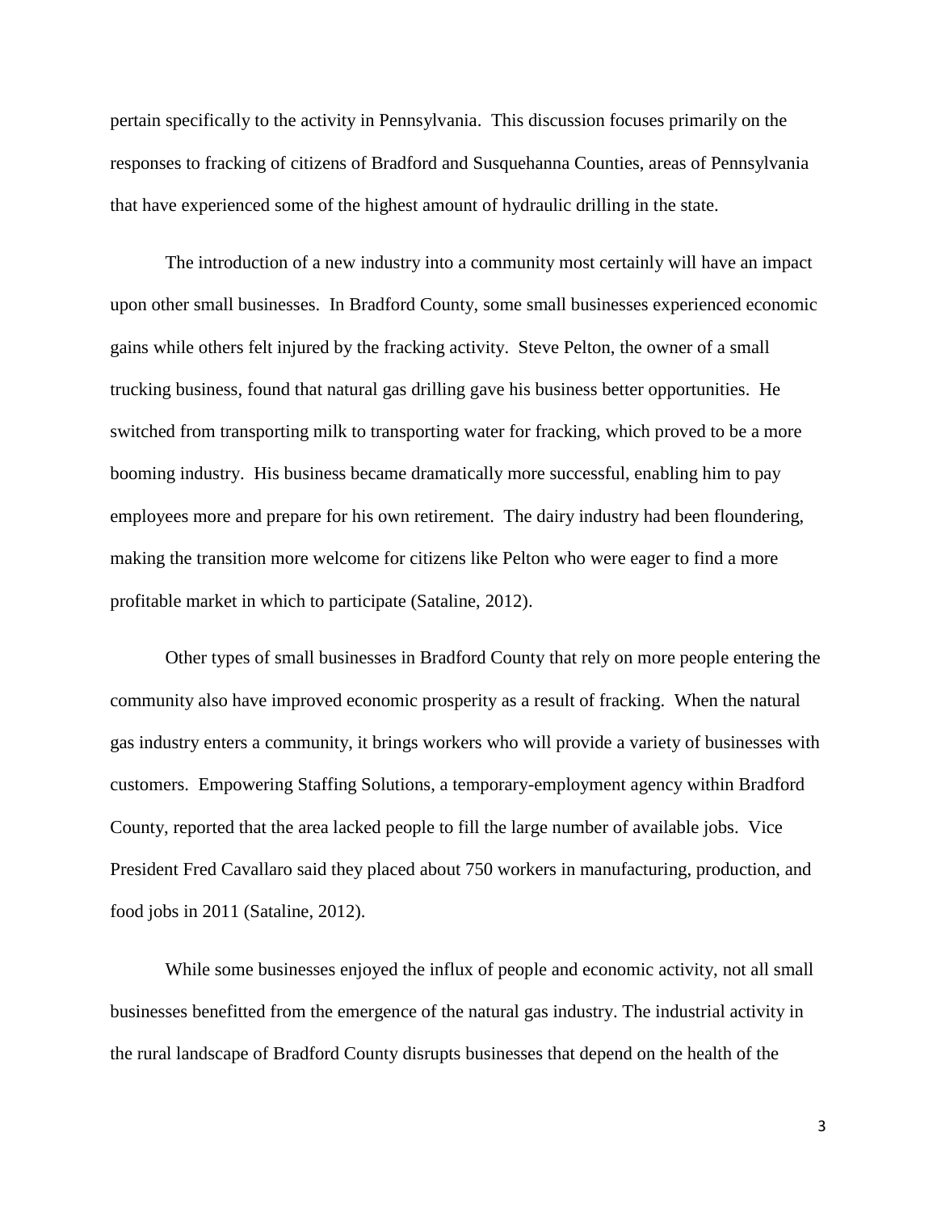pertain specifically to the activity in Pennsylvania. This discussion focuses primarily on the responses to fracking of citizens of Bradford and Susquehanna Counties, areas of Pennsylvania that have experienced some of the highest amount of hydraulic drilling in the state.

The introduction of a new industry into a community most certainly will have an impact upon other small businesses. In Bradford County, some small businesses experienced economic gains while others felt injured by the fracking activity. Steve Pelton, the owner of a small trucking business, found that natural gas drilling gave his business better opportunities. He switched from transporting milk to transporting water for fracking, which proved to be a more booming industry. His business became dramatically more successful, enabling him to pay employees more and prepare for his own retirement. The dairy industry had been floundering, making the transition more welcome for citizens like Pelton who were eager to find a more profitable market in which to participate (Sataline, 2012).

Other types of small businesses in Bradford County that rely on more people entering the community also have improved economic prosperity as a result of fracking. When the natural gas industry enters a community, it brings workers who will provide a variety of businesses with customers. Empowering Staffing Solutions, a temporary-employment agency within Bradford County, reported that the area lacked people to fill the large number of available jobs. Vice President Fred Cavallaro said they placed about 750 workers in manufacturing, production, and food jobs in 2011 (Sataline, 2012).

While some businesses enjoyed the influx of people and economic activity, not all small businesses benefitted from the emergence of the natural gas industry. The industrial activity in the rural landscape of Bradford County disrupts businesses that depend on the health of the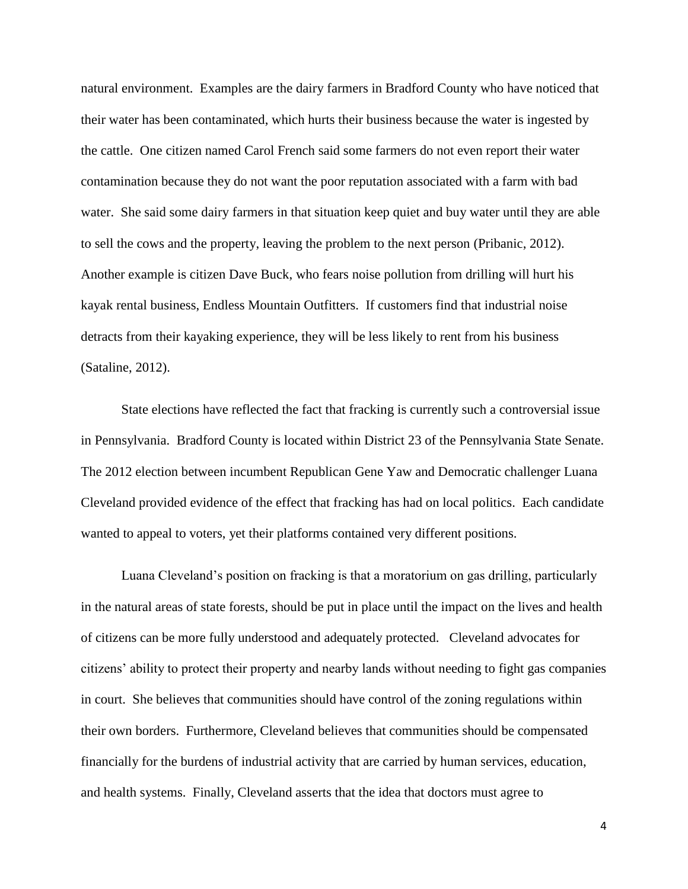natural environment. Examples are the dairy farmers in Bradford County who have noticed that their water has been contaminated, which hurts their business because the water is ingested by the cattle. One citizen named Carol French said some farmers do not even report their water contamination because they do not want the poor reputation associated with a farm with bad water. She said some dairy farmers in that situation keep quiet and buy water until they are able to sell the cows and the property, leaving the problem to the next person (Pribanic, 2012). Another example is citizen Dave Buck, who fears noise pollution from drilling will hurt his kayak rental business, Endless Mountain Outfitters. If customers find that industrial noise detracts from their kayaking experience, they will be less likely to rent from his business (Sataline, 2012).

State elections have reflected the fact that fracking is currently such a controversial issue in Pennsylvania. Bradford County is located within District 23 of the Pennsylvania State Senate. The 2012 election between incumbent Republican Gene Yaw and Democratic challenger Luana Cleveland provided evidence of the effect that fracking has had on local politics. Each candidate wanted to appeal to voters, yet their platforms contained very different positions.

Luana Cleveland's position on fracking is that a moratorium on gas drilling, particularly in the natural areas of state forests, should be put in place until the impact on the lives and health of citizens can be more fully understood and adequately protected. Cleveland advocates for citizens' ability to protect their property and nearby lands without needing to fight gas companies in court. She believes that communities should have control of the zoning regulations within their own borders. Furthermore, Cleveland believes that communities should be compensated financially for the burdens of industrial activity that are carried by human services, education, and health systems. Finally, Cleveland asserts that the idea that doctors must agree to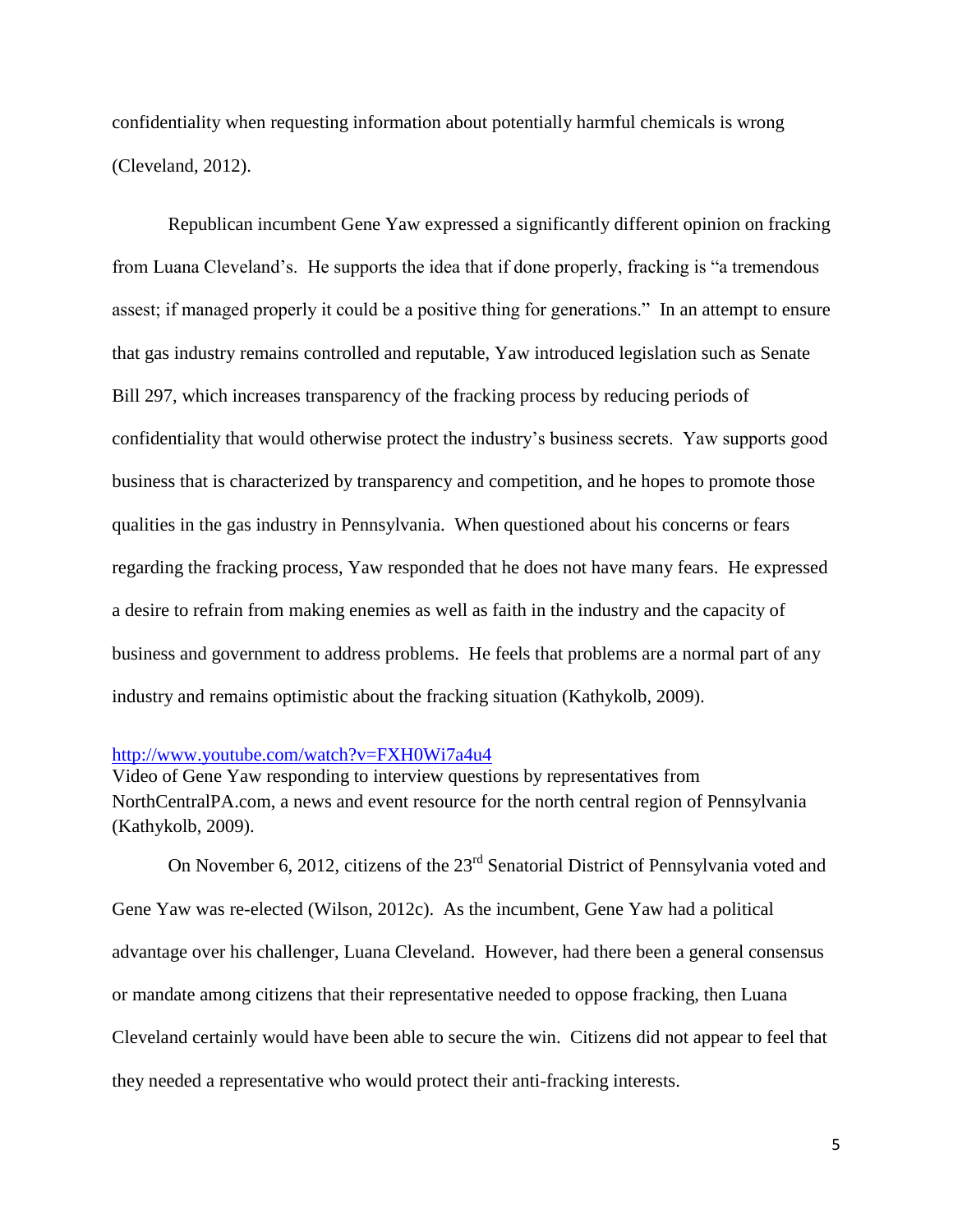confidentiality when requesting information about potentially harmful chemicals is wrong (Cleveland, 2012).

Republican incumbent Gene Yaw expressed a significantly different opinion on fracking from Luana Cleveland's. He supports the idea that if done properly, fracking is "a tremendous assest; if managed properly it could be a positive thing for generations." In an attempt to ensure that gas industry remains controlled and reputable, Yaw introduced legislation such as Senate Bill 297, which increases transparency of the fracking process by reducing periods of confidentiality that would otherwise protect the industry's business secrets. Yaw supports good business that is characterized by transparency and competition, and he hopes to promote those qualities in the gas industry in Pennsylvania. When questioned about his concerns or fears regarding the fracking process, Yaw responded that he does not have many fears. He expressed a desire to refrain from making enemies as well as faith in the industry and the capacity of business and government to address problems. He feels that problems are a normal part of any industry and remains optimistic about the fracking situation (Kathykolb, 2009).

http://www.youtube.com/watch?v=FXH0Wi7a4u4
Video of Gene Yaw responding to interview questions by representatives from NorthCentralPA.com, a news and event resource for the north central region of Pennsylvania (Kathykolb, 2009).

On November 6, 2012, citizens of the 23rd Senatorial District of Pennsylvania voted and Gene Yaw was re-elected (Wilson, 2012c). As the incumbent, Gene Yaw had a political advantage over his challenger, Luana Cleveland. However, had there been a general consensus or mandate among citizens that their representative needed to oppose fracking, then Luana Cleveland certainly would have been able to secure the win. Citizens did not appear to feel that they needed a representative who would protect their anti-fracking interests.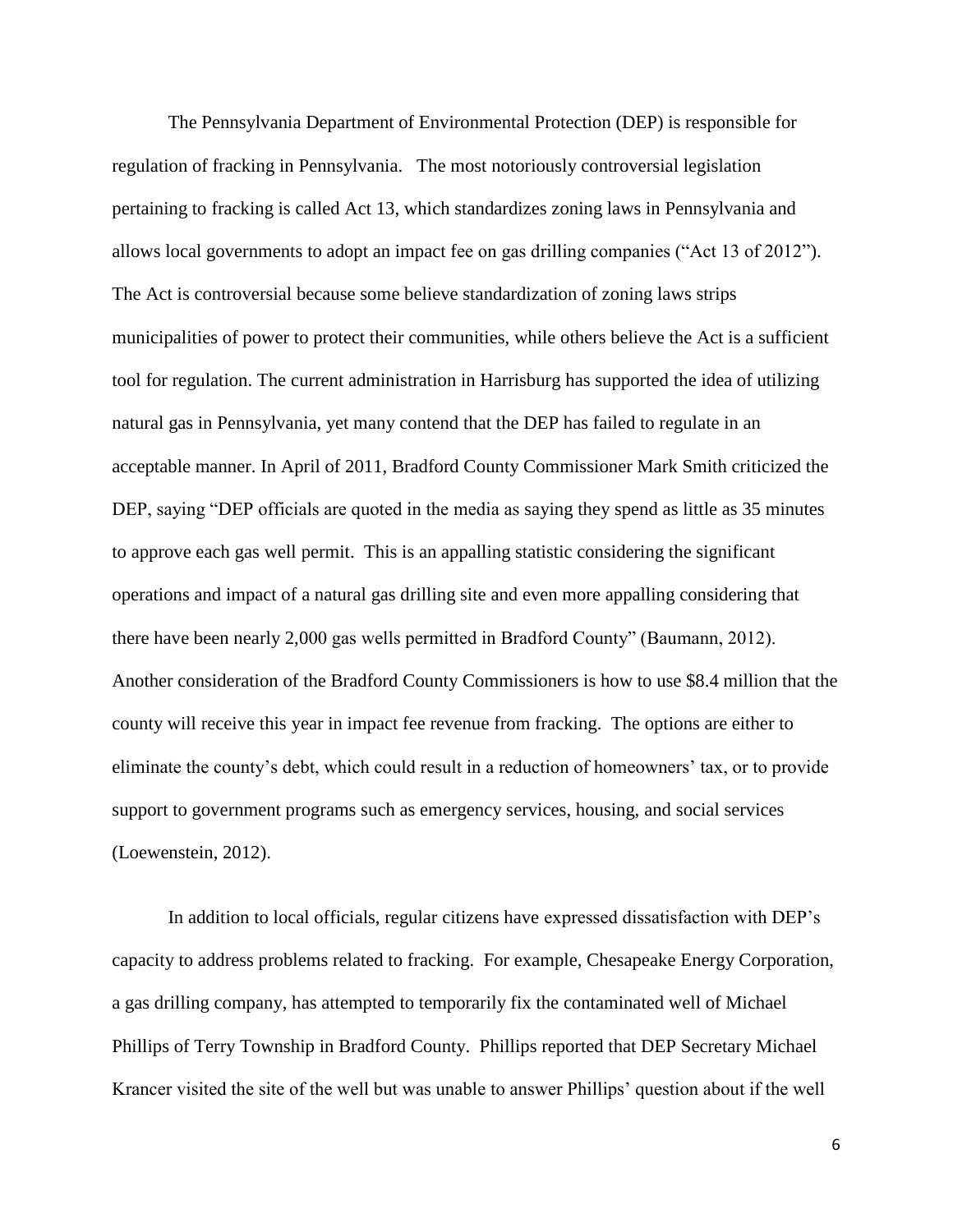The Pennsylvania Department of Environmental Protection (DEP) is responsible for regulation of fracking in Pennsylvania. The most notoriously controversial legislation pertaining to fracking is called Act 13, which standardizes zoning laws in Pennsylvania and allows local governments to adopt an impact fee on gas drilling companies ("Act 13 of 2012"). The Act is controversial because some believe standardization of zoning laws strips municipalities of power to protect their communities, while others believe the Act is a sufficient tool for regulation. The current administration in Harrisburg has supported the idea of utilizing natural gas in Pennsylvania, yet many contend that the DEP has failed to regulate in an acceptable manner. In April of 2011, Bradford County Commissioner Mark Smith criticized the DEP, saying "DEP officials are quoted in the media as saying they spend as little as 35 minutes to approve each gas well permit. This is an appalling statistic considering the significant operations and impact of a natural gas drilling site and even more appalling considering that there have been nearly 2,000 gas wells permitted in Bradford County" (Baumann, 2012). Another consideration of the Bradford County Commissioners is how to use $8.4 million that the county will receive this year in impact fee revenue from fracking. The options are either to eliminate the county's debt, which could result in a reduction of homeowners' tax, or to provide support to government programs such as emergency services, housing, and social services (Loewenstein, 2012).

In addition to local officials, regular citizens have expressed dissatisfaction with DEP's capacity to address problems related to fracking. For example, Chesapeake Energy Corporation, a gas drilling company, has attempted to temporarily fix the contaminated well of Michael Phillips of Terry Township in Bradford County. Phillips reported that DEP Secretary Michael Krancer visited the site of the well but was unable to answer Phillips' question about if the well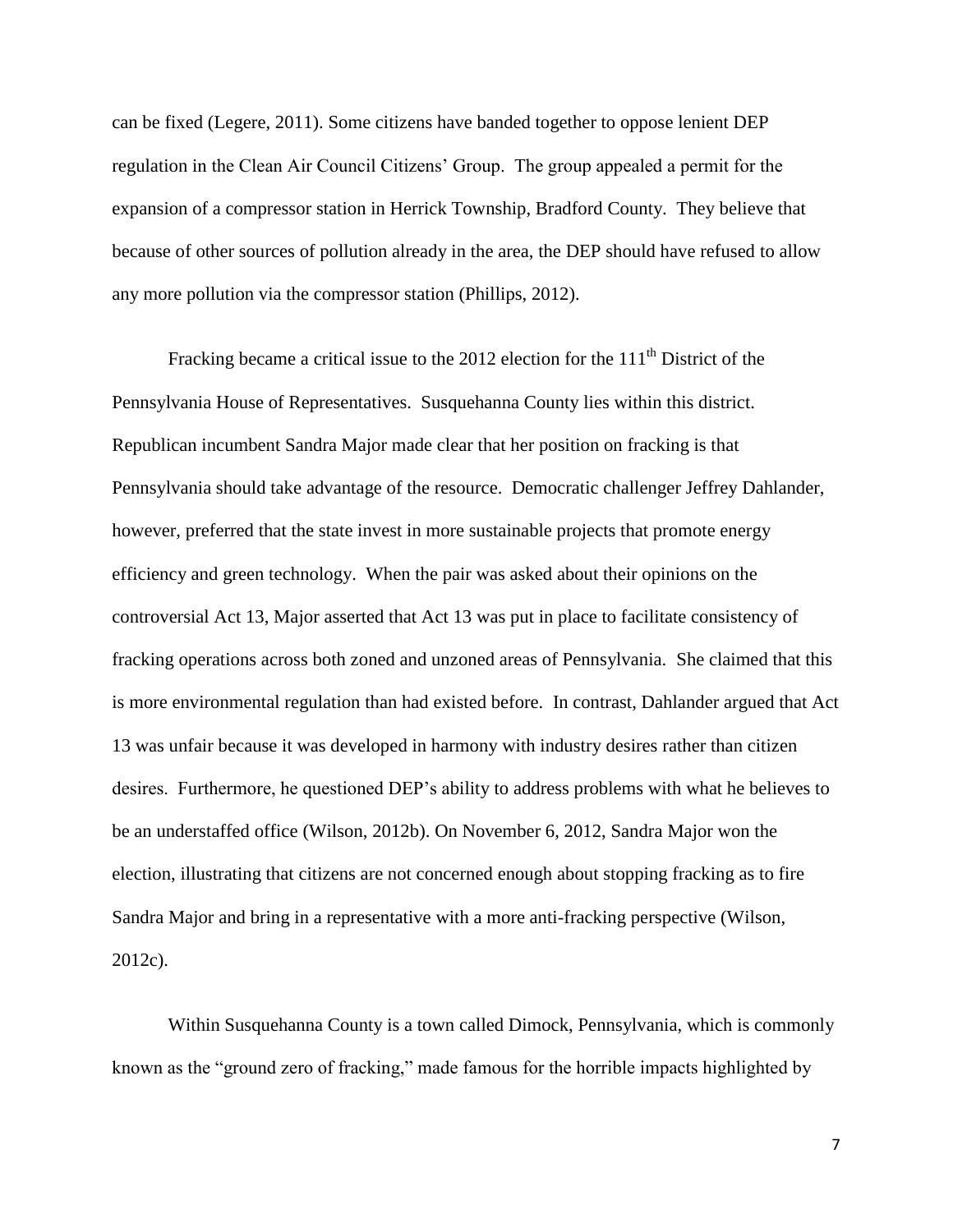can be fixed (Legere, 2011). Some citizens have banded together to oppose lenient DEP regulation in the Clean Air Council Citizens' Group. The group appealed a permit for the expansion of a compressor station in Herrick Township, Bradford County. They believe that because of other sources of pollution already in the area, the DEP should have refused to allow any more pollution via the compressor station (Phillips, 2012).

Fracking became a critical issue to the 2012 election for the 111th District of the Pennsylvania House of Representatives. Susquehanna County lies within this district. Republican incumbent Sandra Major made clear that her position on fracking is that Pennsylvania should take advantage of the resource. Democratic challenger Jeffrey Dahlander, however, preferred that the state invest in more sustainable projects that promote energy efficiency and green technology. When the pair was asked about their opinions on the controversial Act 13, Major asserted that Act 13 was put in place to facilitate consistency of fracking operations across both zoned and unzoned areas of Pennsylvania. She claimed that this is more environmental regulation than had existed before. In contrast, Dahlander argued that Act 13 was unfair because it was developed in harmony with industry desires rather than citizen desires. Furthermore, he questioned DEP's ability to address problems with what he believes to be an understaffed office (Wilson, 2012b). On November 6, 2012, Sandra Major won the election, illustrating that citizens are not concerned enough about stopping fracking as to fire Sandra Major and bring in a representative with a more anti-fracking perspective (Wilson, 2012c).

Within Susquehanna County is a town called Dimock, Pennsylvania, which is commonly known as the "ground zero of fracking," made famous for the horrible impacts highlighted by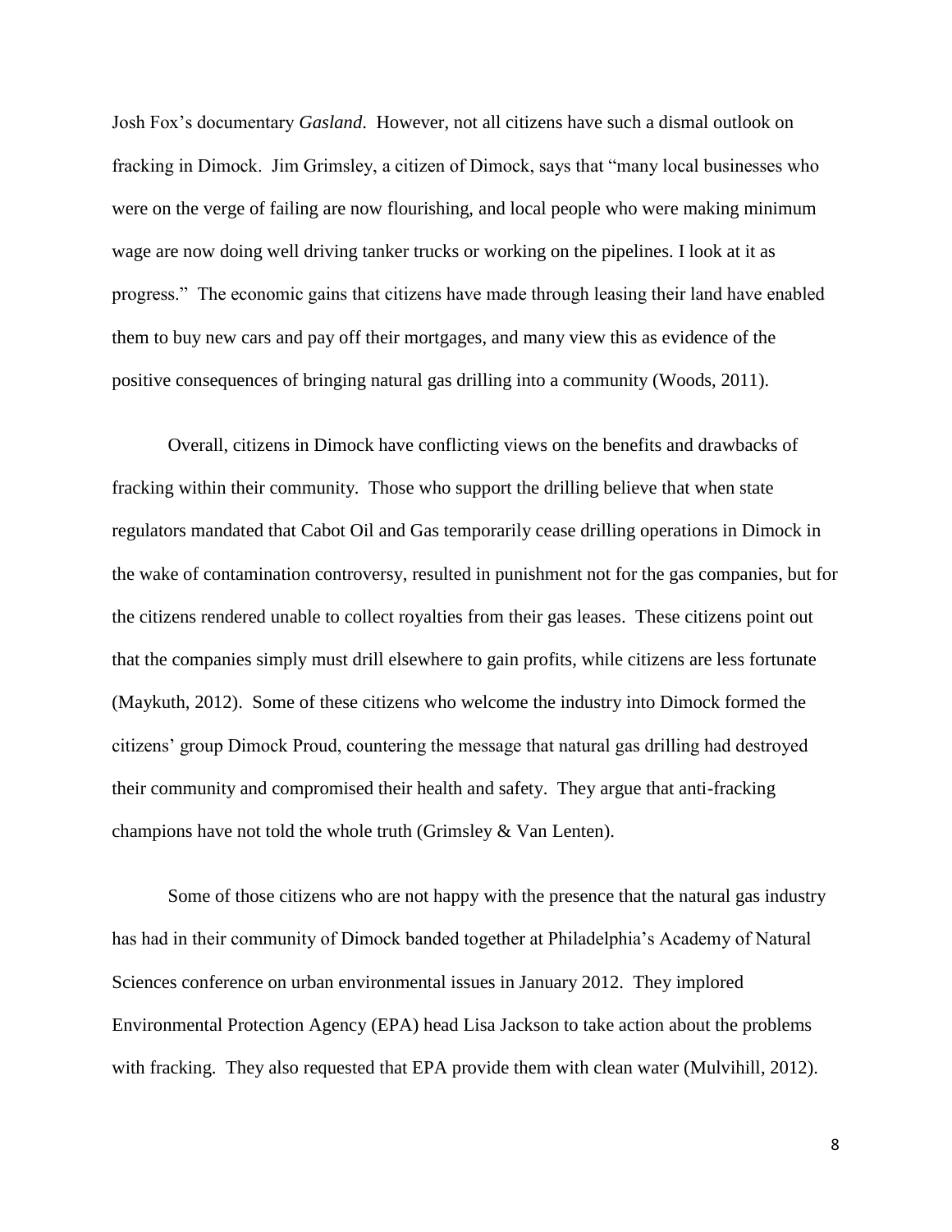Josh Fox's documentary *Gasland*. However, not all citizens have such a dismal outlook on fracking in Dimock. Jim Grimsley, a citizen of Dimock, says that "many local businesses who were on the verge of failing are now flourishing, and local people who were making minimum wage are now doing well driving tanker trucks or working on the pipelines. I look at it as progress." The economic gains that citizens have made through leasing their land have enabled them to buy new cars and pay off their mortgages, and many view this as evidence of the positive consequences of bringing natural gas drilling into a community (Woods, 2011).

Overall, citizens in Dimock have conflicting views on the benefits and drawbacks of fracking within their community. Those who support the drilling believe that when state regulators mandated that Cabot Oil and Gas temporarily cease drilling operations in Dimock in the wake of contamination controversy, resulted in punishment not for the gas companies, but for the citizens rendered unable to collect royalties from their gas leases. These citizens point out that the companies simply must drill elsewhere to gain profits, while citizens are less fortunate (Maykuth, 2012). Some of these citizens who welcome the industry into Dimock formed the citizens' group Dimock Proud, countering the message that natural gas drilling had destroyed their community and compromised their health and safety. They argue that anti-fracking champions have not told the whole truth (Grimsley & Van Lenten).

Some of those citizens who are not happy with the presence that the natural gas industry has had in their community of Dimock banded together at Philadelphia's Academy of Natural Sciences conference on urban environmental issues in January 2012. They implored Environmental Protection Agency (EPA) head Lisa Jackson to take action about the problems with fracking. They also requested that EPA provide them with clean water (Mulvihill, 2012).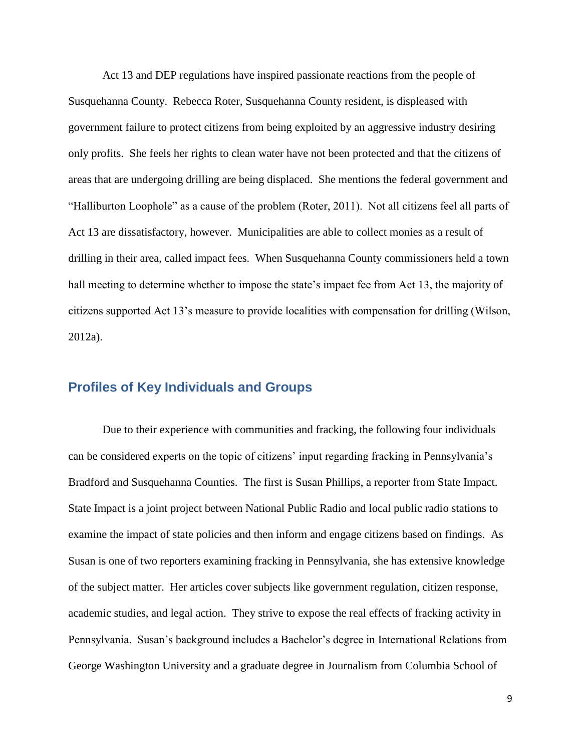Act 13 and DEP regulations have inspired passionate reactions from the people of Susquehanna County. Rebecca Roter, Susquehanna County resident, is displeased with government failure to protect citizens from being exploited by an aggressive industry desiring only profits. She feels her rights to clean water have not been protected and that the citizens of areas that are undergoing drilling are being displaced. She mentions the federal government and "Halliburton Loophole" as a cause of the problem (Roter, 2011). Not all citizens feel all parts of Act 13 are dissatisfactory, however. Municipalities are able to collect monies as a result of drilling in their area, called impact fees. When Susquehanna County commissioners held a town hall meeting to determine whether to impose the state's impact fee from Act 13, the majority of citizens supported Act 13's measure to provide localities with compensation for drilling (Wilson, 2012a).

## Profiles of Key Individuals and Groups

Due to their experience with communities and fracking, the following four individuals can be considered experts on the topic of citizens' input regarding fracking in Pennsylvania's Bradford and Susquehanna Counties. The first is Susan Phillips, a reporter from State Impact. State Impact is a joint project between National Public Radio and local public radio stations to examine the impact of state policies and then inform and engage citizens based on findings. As Susan is one of two reporters examining fracking in Pennsylvania, she has extensive knowledge of the subject matter. Her articles cover subjects like government regulation, citizen response, academic studies, and legal action. They strive to expose the real effects of fracking activity in Pennsylvania. Susan's background includes a Bachelor's degree in International Relations from George Washington University and a graduate degree in Journalism from Columbia School of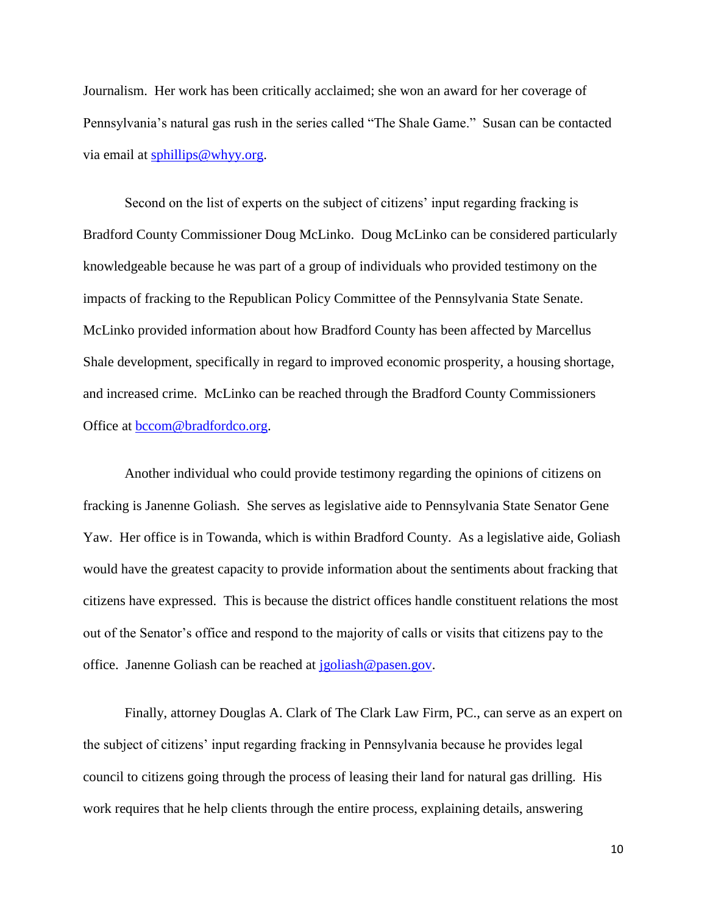Journalism. Her work has been critically acclaimed; she won an award for her coverage of Pennsylvania's natural gas rush in the series called "The Shale Game." Susan can be contacted via email at sphillips@whyy.org.

Second on the list of experts on the subject of citizens' input regarding fracking is Bradford County Commissioner Doug McLinko. Doug McLinko can be considered particularly knowledgeable because he was part of a group of individuals who provided testimony on the impacts of fracking to the Republican Policy Committee of the Pennsylvania State Senate. McLinko provided information about how Bradford County has been affected by Marcellus Shale development, specifically in regard to improved economic prosperity, a housing shortage, and increased crime. McLinko can be reached through the Bradford County Commissioners Office at bccom@bradfordco.org.

Another individual who could provide testimony regarding the opinions of citizens on fracking is Janenne Goliash. She serves as legislative aide to Pennsylvania State Senator Gene Yaw. Her office is in Towanda, which is within Bradford County. As a legislative aide, Goliash would have the greatest capacity to provide information about the sentiments about fracking that citizens have expressed. This is because the district offices handle constituent relations the most out of the Senator's office and respond to the majority of calls or visits that citizens pay to the office. Janenne Goliash can be reached at jgoliash@pasen.gov.

Finally, attorney Douglas A. Clark of The Clark Law Firm, PC., can serve as an expert on the subject of citizens' input regarding fracking in Pennsylvania because he provides legal council to citizens going through the process of leasing their land for natural gas drilling. His work requires that he help clients through the entire process, explaining details, answering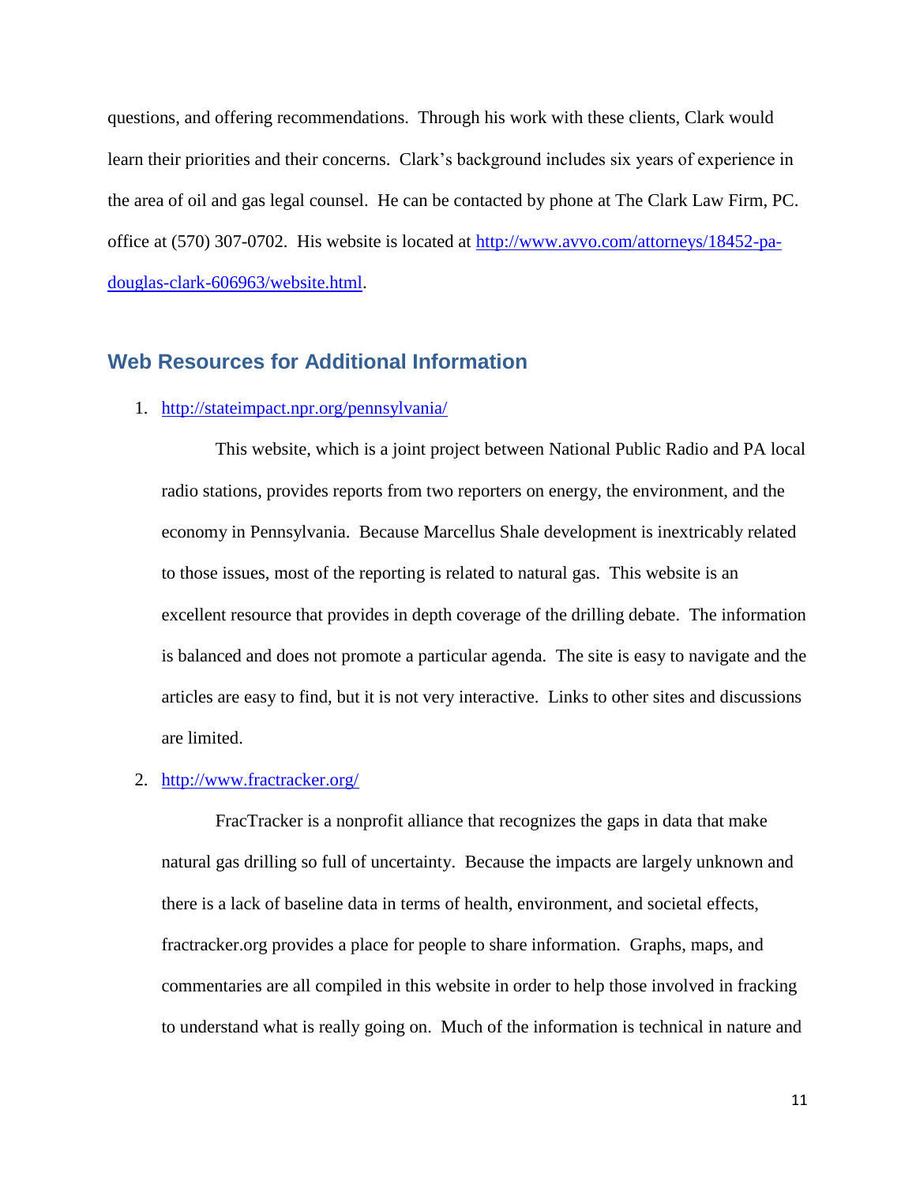questions, and offering recommendations. Through his work with these clients, Clark would learn their priorities and their concerns. Clark's background includes six years of experience in the area of oil and gas legal counsel. He can be contacted by phone at The Clark Law Firm, PC. office at (570) 307-0702. His website is located at [http://www.avvo.com/attorneys/18452-pa-douglas-clark-606963/website.html](http://www.avvo.com/attorneys/18452-pa-douglas-clark-606963/website.html).

## Web Resources for Additional Information

1. [http://stateimpact.npr.org/pennsylvania/](http://stateimpact.npr.org/pennsylvania/)

   This website, which is a joint project between National Public Radio and PA local radio stations, provides reports from two reporters on energy, the environment, and the economy in Pennsylvania. Because Marcellus Shale development is inextricably related to those issues, most of the reporting is related to natural gas. This website is an excellent resource that provides in depth coverage of the drilling debate. The information is balanced and does not promote a particular agenda. The site is easy to navigate and the articles are easy to find, but it is not very interactive. Links to other sites and discussions are limited.

2. [http://www.fractracker.org/](http://www.fractracker.org/)

   FracTracker is a nonprofit alliance that recognizes the gaps in data that make natural gas drilling so full of uncertainty. Because the impacts are largely unknown and there is a lack of baseline data in terms of health, environment, and societal effects, fractracker.org provides a place for people to share information. Graphs, maps, and commentaries are all compiled in this website in order to help those involved in fracking to understand what is really going on. Much of the information is technical in nature and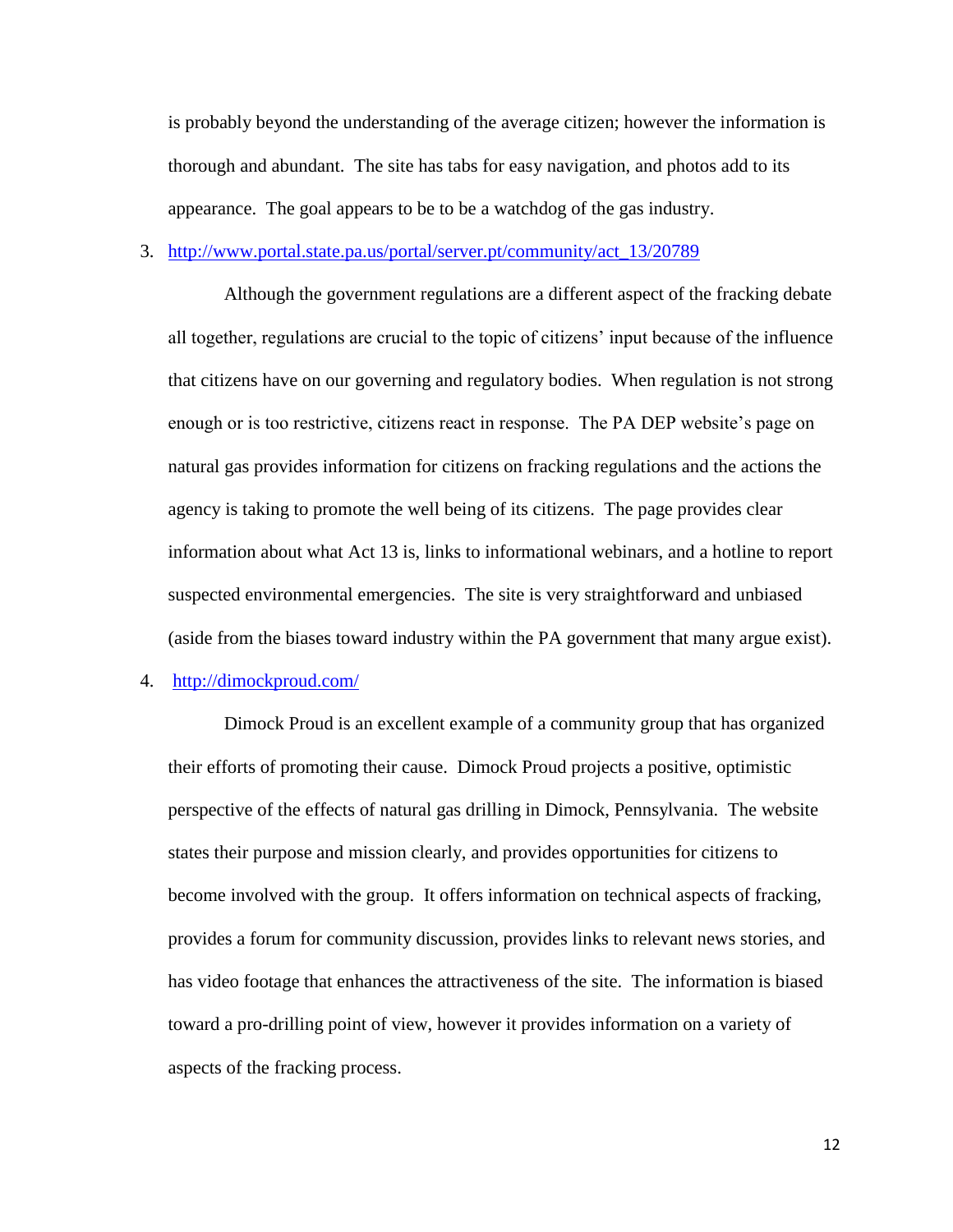is probably beyond the understanding of the average citizen; however the information is thorough and abundant. The site has tabs for easy navigation, and photos add to its appearance. The goal appears to be to be a watchdog of the gas industry.

3. [http://www.portal.state.pa.us/portal/server.pt/community/act_13/20789](http://www.portal.state.pa.us/portal/server.pt/community/act_13/20789)

   Although the government regulations are a different aspect of the fracking debate all together, regulations are crucial to the topic of citizens' input because of the influence that citizens have on our governing and regulatory bodies. When regulation is not strong enough or is too restrictive, citizens react in response. The PA DEP website's page on natural gas provides information for citizens on fracking regulations and the actions the agency is taking to promote the well being of its citizens. The page provides clear information about what Act 13 is, links to informational webinars, and a hotline to report suspected environmental emergencies. The site is very straightforward and unbiased (aside from the biases toward industry within the PA government that many argue exist).

4. [http://dimockproud.com/](http://dimockproud.com/)

   Dimock Proud is an excellent example of a community group that has organized their efforts of promoting their cause. Dimock Proud projects a positive, optimistic perspective of the effects of natural gas drilling in Dimock, Pennsylvania. The website states their purpose and mission clearly, and provides opportunities for citizens to become involved with the group. It offers information on technical aspects of fracking, provides a forum for community discussion, provides links to relevant news stories, and has video footage that enhances the attractiveness of the site. The information is biased toward a pro-drilling point of view, however it provides information on a variety of aspects of the fracking process.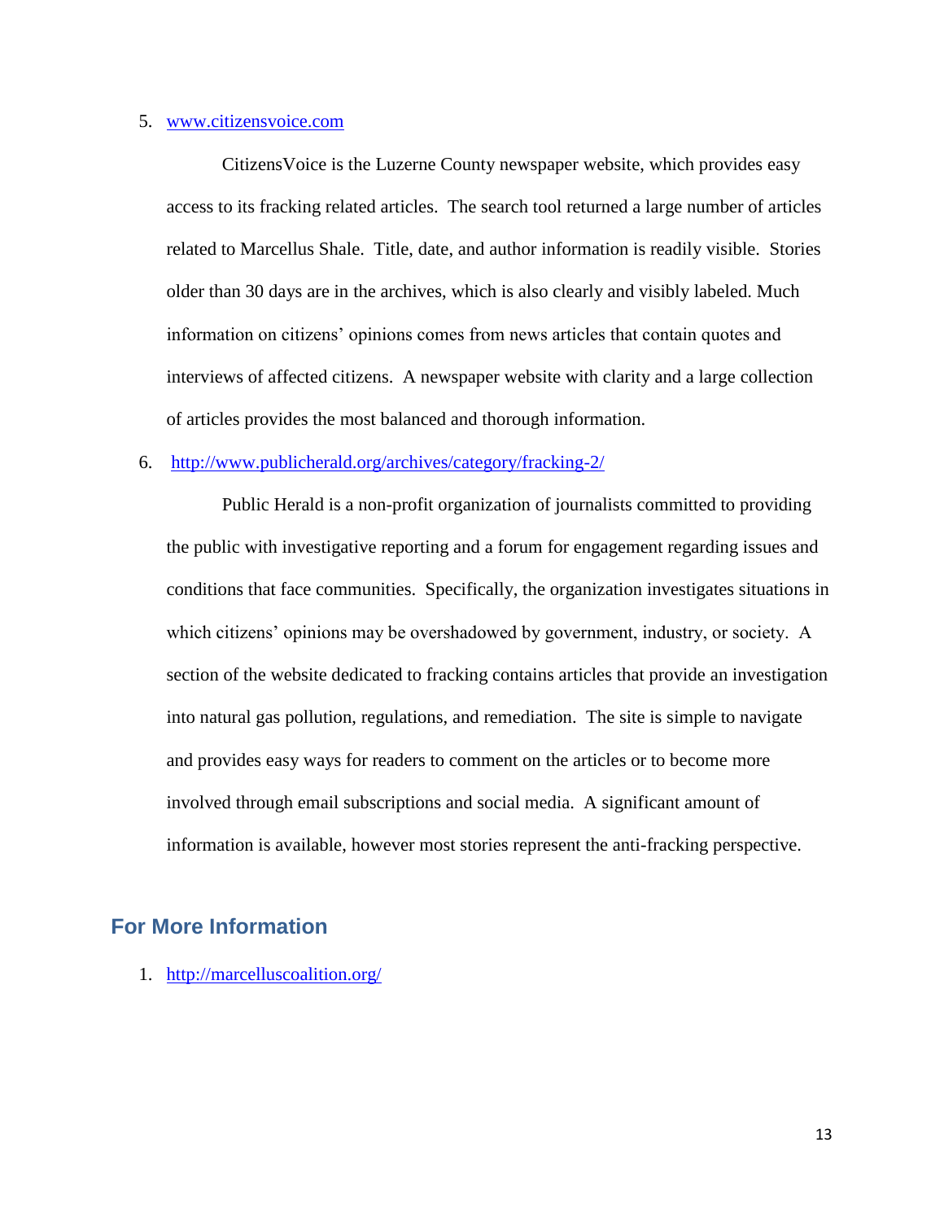5. [www.citizensvoice.com](www.citizensvoice.com)

    CitizensVoice is the Luzerne County newspaper website, which provides easy access to its fracking related articles. The search tool returned a large number of articles related to Marcellus Shale. Title, date, and author information is readily visible. Stories older than 30 days are in the archives, which is also clearly and visibly labeled. Much information on citizens' opinions comes from news articles that contain quotes and interviews of affected citizens. A newspaper website with clarity and a large collection of articles provides the most balanced and thorough information.

6. [http://www.publicherald.org/archives/category/fracking-2/](http://www.publicherald.org/archives/category/fracking-2/)

    Public Herald is a non-profit organization of journalists committed to providing the public with investigative reporting and a forum for engagement regarding issues and conditions that face communities. Specifically, the organization investigates situations in which citizens' opinions may be overshadowed by government, industry, or society. A section of the website dedicated to fracking contains articles that provide an investigation into natural gas pollution, regulations, and remediation. The site is simple to navigate and provides easy ways for readers to comment on the articles or to become more involved through email subscriptions and social media. A significant amount of information is available, however most stories represent the anti-fracking perspective.

## For More Information

1. [http://marcelluscoalition.org/](http://marcelluscoalition.org/)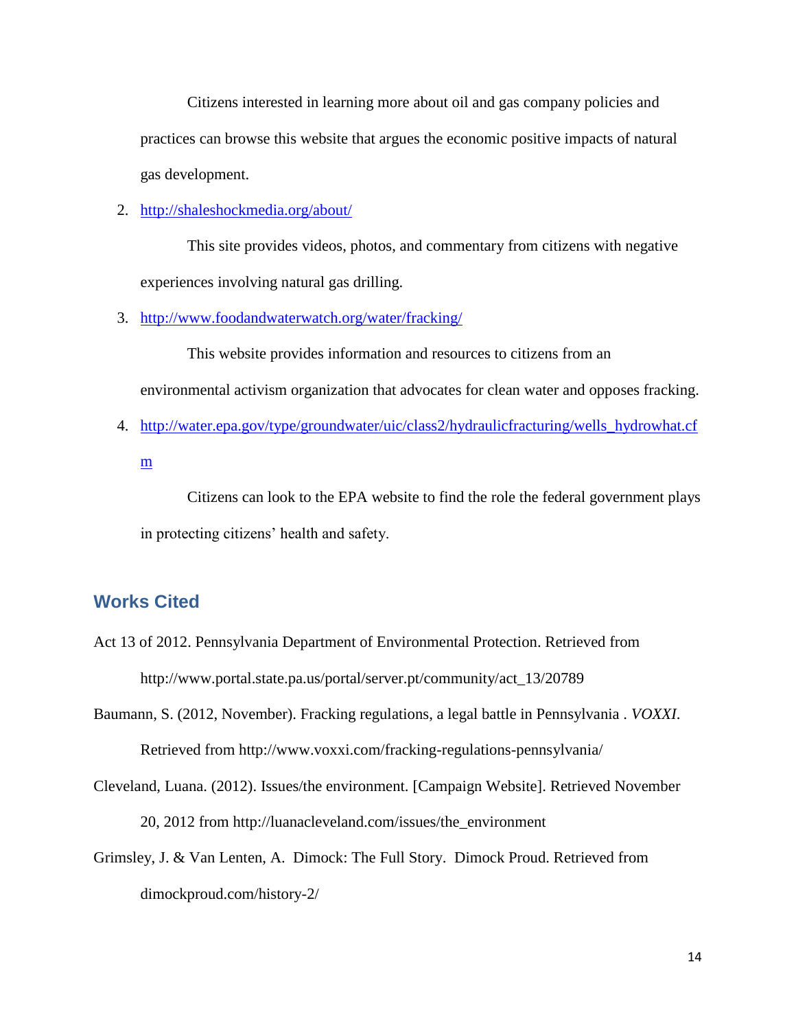Citizens interested in learning more about oil and gas company policies and practices can browse this website that argues the economic positive impacts of natural gas development.

2. http://shaleshockmedia.org/about/

   This site provides videos, photos, and commentary from citizens with negative experiences involving natural gas drilling.

3. http://www.foodandwaterwatch.org/water/fracking/

   This website provides information and resources to citizens from an environmental activism organization that advocates for clean water and opposes fracking.

4. http://water.epa.gov/type/groundwater/uic/class2/hydraulicfracturing/wells_hydrowhat.cfm

   Citizens can look to the EPA website to find the role the federal government plays in protecting citizens' health and safety.

## Works Cited

Act 13 of 2012. Pennsylvania Department of Environmental Protection. Retrieved from http://www.portal.state.pa.us/portal/server.pt/community/act_13/20789

Baumann, S. (2012, November). Fracking regulations, a legal battle in Pennsylvania . *VOXXI*. Retrieved from http://www.voxxi.com/fracking-regulations-pennsylvania/

Cleveland, Luana. (2012). Issues/the environment. [Campaign Website]. Retrieved November 20, 2012 from http://luanacleveland.com/issues/the_environment

Grimsley, J. & Van Lenten, A. Dimock: The Full Story. Dimock Proud. Retrieved from dimockproud.com/history-2/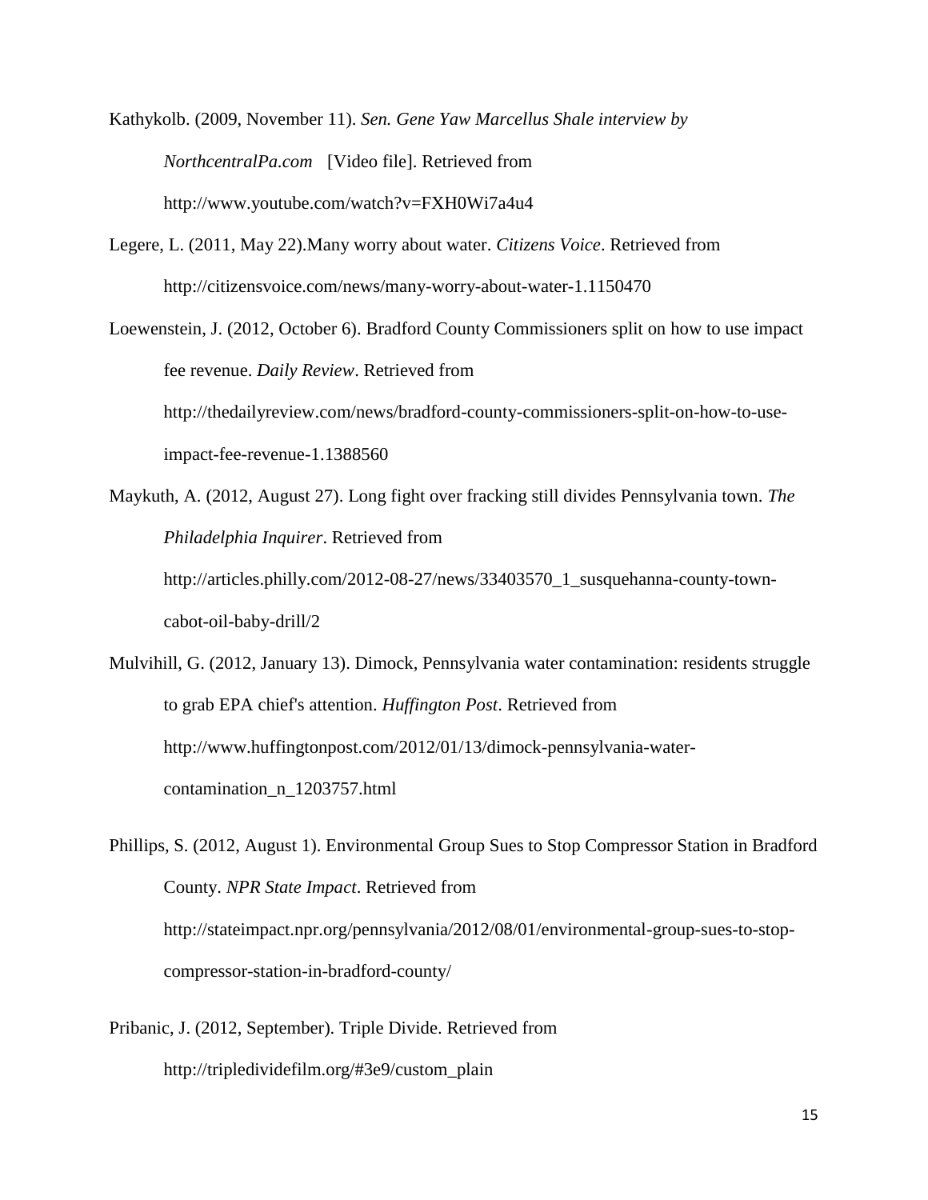Kathykolb. (2009, November 11). *Sen. Gene Yaw Marcellus Shale interview by NorthcentralPa.com* [Video file]. Retrieved from http://www.youtube.com/watch?v=FXH0Wi7a4u4

Legere, L. (2011, May 22).Many worry about water. *Citizens Voice*. Retrieved from http://citizensvoice.com/news/many-worry-about-water-1.1150470

Loewenstein, J. (2012, October 6). Bradford County Commissioners split on how to use impact fee revenue. *Daily Review*. Retrieved from http://thedailyreview.com/news/bradford-county-commissioners-split-on-how-to-use-impact-fee-revenue-1.1388560

Maykuth, A. (2012, August 27). Long fight over fracking still divides Pennsylvania town. *The Philadelphia Inquirer*. Retrieved from http://articles.philly.com/2012-08-27/news/33403570_1_susquehanna-county-town-cabot-oil-baby-drill/2

Mulvihill, G. (2012, January 13). Dimock, Pennsylvania water contamination: residents struggle to grab EPA chief's attention. *Huffington Post*. Retrieved from http://www.huffingtonpost.com/2012/01/13/dimock-pennsylvania-water-contamination_n_1203757.html

Phillips, S. (2012, August 1). Environmental Group Sues to Stop Compressor Station in Bradford County. *NPR State Impact*. Retrieved from http://stateimpact.npr.org/pennsylvania/2012/08/01/environmental-group-sues-to-stop-compressor-station-in-bradford-county/

Pribanic, J. (2012, September). Triple Divide. Retrieved from http://tripledividefilm.org/#3e9/custom_plain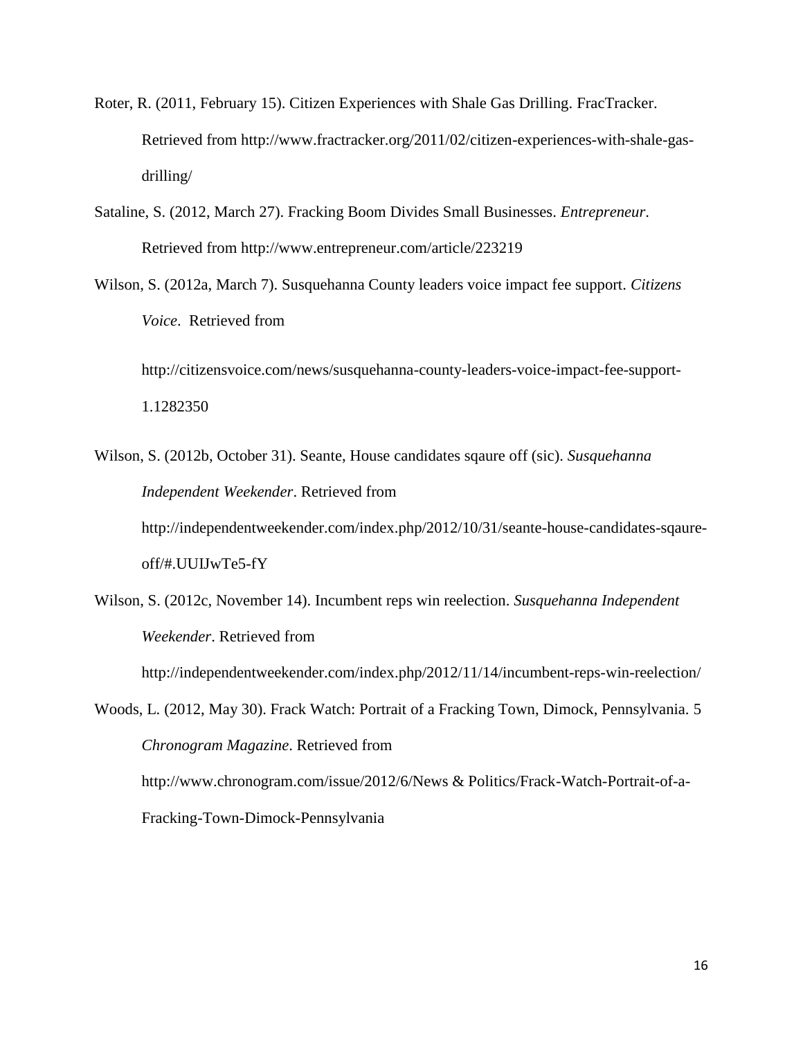Roter, R. (2011, February 15). Citizen Experiences with Shale Gas Drilling. FracTracker. Retrieved from http://www.fractracker.org/2011/02/citizen-experiences-with-shale-gas-drilling/

Sataline, S. (2012, March 27). Fracking Boom Divides Small Businesses. *Entrepreneur*. Retrieved from http://www.entrepreneur.com/article/223219

Wilson, S. (2012a, March 7). Susquehanna County leaders voice impact fee support. *Citizens Voice*. Retrieved from

http://citizensvoice.com/news/susquehanna-county-leaders-voice-impact-fee-support-1.1282350

Wilson, S. (2012b, October 31). Seante, House candidates sqaure off (sic). *Susquehanna Independent Weekender*. Retrieved from http://independentweekender.com/index.php/2012/10/31/seante-house-candidates-sqaure-off/#.UUIJwTe5-fY

Wilson, S. (2012c, November 14). Incumbent reps win reelection. *Susquehanna Independent Weekender*. Retrieved from http://independentweekender.com/index.php/2012/11/14/incumbent-reps-win-reelection/

Woods, L. (2012, May 30). Frack Watch: Portrait of a Fracking Town, Dimock, Pennsylvania. 5 *Chronogram Magazine*. Retrieved from http://www.chronogram.com/issue/2012/6/News & Politics/Frack-Watch-Portrait-of-a-Fracking-Town-Dimock-Pennsylvania